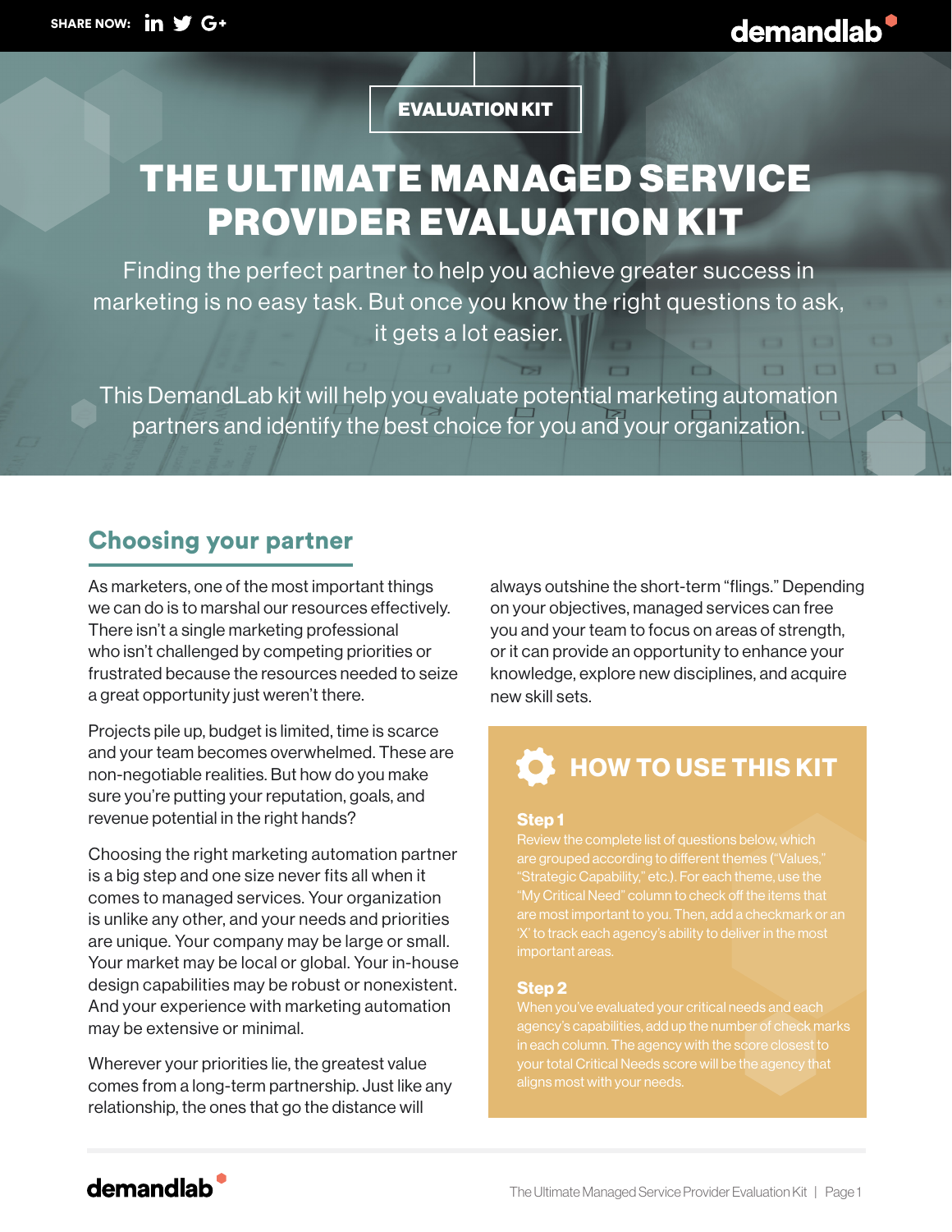EVALUATION KIT

# THE ULTIMATE MANAGED SERVICE PROVIDER EVALUATION KIT

Finding the perfect partner to help you achieve greater success in marketing is no easy task. But once you know the right questions to ask, it gets a lot easier.

This DemandLab kit will help you evaluate potential marketing automation partners and identify the best choice for you and your organization.

## Choosing your partner

As marketers, one of the most important things we can do is to marshal our resources effectively. There isn't a single marketing professional who isn't challenged by competing priorities or frustrated because the resources needed to seize a great opportunity just weren't there.

Projects pile up, budget is limited, time is scarce and your team becomes overwhelmed. These are non-negotiable realities. But how do you make sure you're putting your reputation, goals, and revenue potential in the right hands?

Choosing the right marketing automation partner is a big step and one size never fits all when it comes to managed services. Your organization is unlike any other, and your needs and priorities are unique. Your company may be large or small. Your market may be local or global. Your in-house design capabilities may be robust or nonexistent. And your experience with marketing automation may be extensive or minimal.

Wherever your priorities lie, the greatest value comes from a long-term partnership. Just like any relationship, the ones that go the distance will always outshine the short-term "flings." Depending on your objectives, managed services can free you and your team to focus on areas of strength, or it can provide an opportunity to enhance your knowledge, explore new disciplines, and acquire new skill sets.

### HOW TO USE THIS KIT

**Step 1**
Review the complete list of questions below, which are grouped according to different themes ("Values," "Strategic Capability," etc.). For each theme, use the "My Critical Need" column to check off the items that are most important to you. Then, add a checkmark or an 'X' to track each agency's ability to deliver in the most important areas.

**Step 2**
When you've evaluated your critical needs and each agency's capabilities, add up the number of check marks in each column. The agency with the score closest to your total Critical Needs score will be the agency that aligns most with your needs.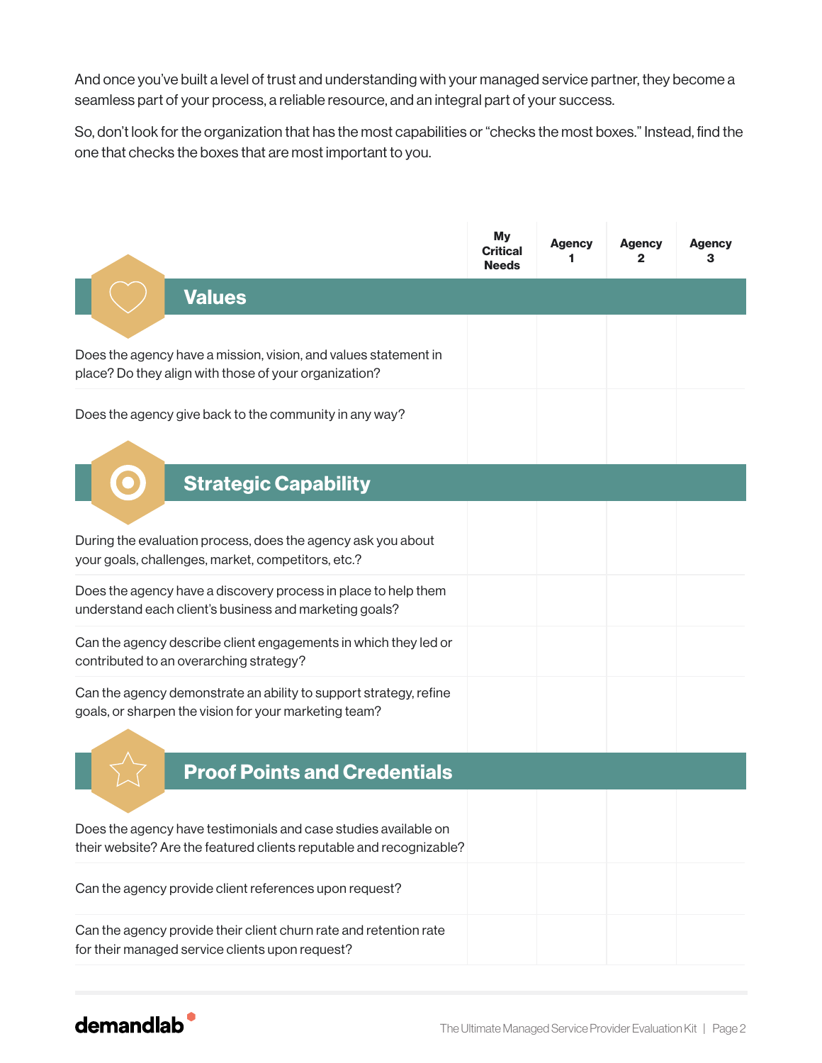And once you've built a level of trust and understanding with your managed service partner, they become a seamless part of your process, a reliable resource, and an integral part of your success.

So, don't look for the organization that has the most capabilities or "checks the most boxes." Instead, find the one that checks the boxes that are most important to you.

| | My Critical Needs | Agency 1 | Agency 2 | Agency 3 |
|---|---|---|---|---|
| **Values** | | | | |
| Does the agency have a mission, vision, and values statement in place? Do they align with those of your organization? | | | | |
| Does the agency give back to the community in any way? | | | | |
| **Strategic Capability** | | | | |
| During the evaluation process, does the agency ask you about your goals, challenges, market, competitors, etc.? | | | | |
| Does the agency have a discovery process in place to help them understand each client's business and marketing goals? | | | | |
| Can the agency describe client engagements in which they led or contributed to an overarching strategy? | | | | |
| Can the agency demonstrate an ability to support strategy, refine goals, or sharpen the vision for your marketing team? | | | | |
| **Proof Points and Credentials** | | | | |
| Does the agency have testimonials and case studies available on their website? Are the featured clients reputable and recognizable? | | | | |
| Can the agency provide client references upon request? | | | | |
| Can the agency provide their client churn rate and retention rate for their managed service clients upon request? | | | | |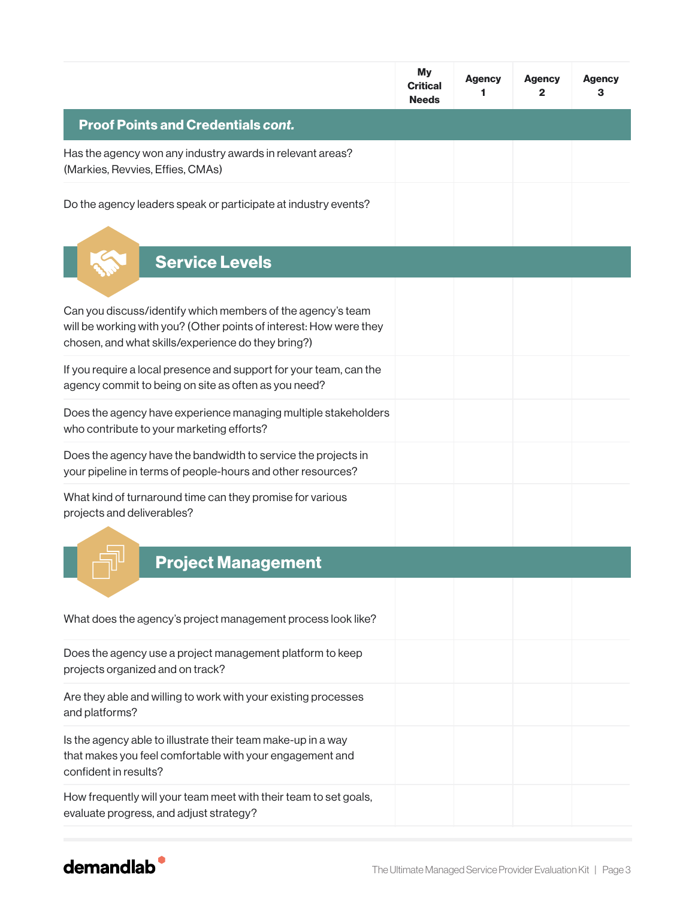| | My Critical Needs | Agency 1 | Agency 2 | Agency 3 |
|---|---|---|---|---|
| **Proof Points and Credentials *cont.*** | | | | |
| Has the agency won any industry awards in relevant areas? (Markies, Revvies, Effies, CMAs) | | | | |
| Do the agency leaders speak or participate at industry events? | | | | |
| **Service Levels** | | | | |
| Can you discuss/identify which members of the agency's team will be working with you? (Other points of interest: How were they chosen, and what skills/experience do they bring?) | | | | |
| If you require a local presence and support for your team, can the agency commit to being on site as often as you need? | | | | |
| Does the agency have experience managing multiple stakeholders who contribute to your marketing efforts? | | | | |
| Does the agency have the bandwidth to service the projects in your pipeline in terms of people-hours and other resources? | | | | |
| What kind of turnaround time can they promise for various projects and deliverables? | | | | |
| **Project Management** | | | | |
| What does the agency's project management process look like? | | | | |
| Does the agency use a project management platform to keep projects organized and on track? | | | | |
| Are they able and willing to work with your existing processes and platforms? | | | | |
| Is the agency able to illustrate their team make-up in a way that makes you feel comfortable with your engagement and confident in results? | | | | |
| How frequently will your team meet with their team to set goals, evaluate progress, and adjust strategy? | | | | |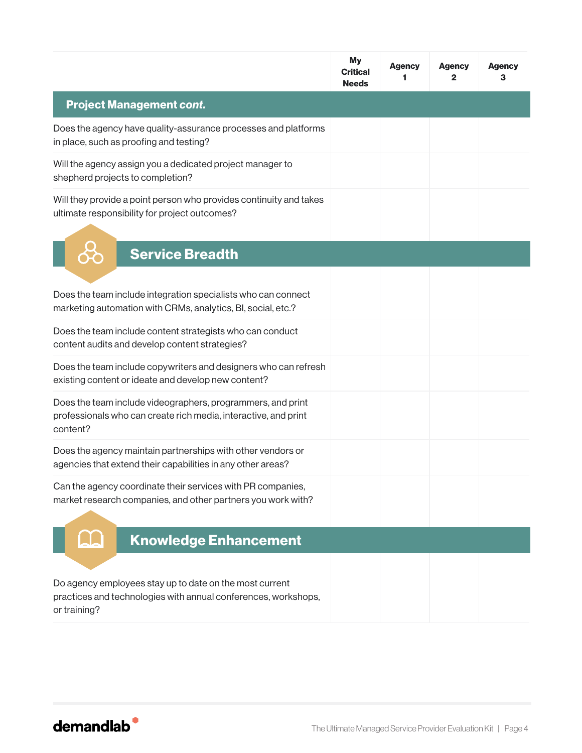| | My Critical Needs | Agency 1 | Agency 2 | Agency 3 |
|---|---|---|---|---|
| **Project Management *cont.*** | | | | |
| Does the agency have quality-assurance processes and platforms in place, such as proofing and testing? | | | | |
| Will the agency assign you a dedicated project manager to shepherd projects to completion? | | | | |
| Will they provide a point person who provides continuity and takes ultimate responsibility for project outcomes? | | | | |
| **Service Breadth** | | | | |
| Does the team include integration specialists who can connect marketing automation with CRMs, analytics, BI, social, etc.? | | | | |
| Does the team include content strategists who can conduct content audits and develop content strategies? | | | | |
| Does the team include copywriters and designers who can refresh existing content or ideate and develop new content? | | | | |
| Does the team include videographers, programmers, and print professionals who can create rich media, interactive, and print content? | | | | |
| Does the agency maintain partnerships with other vendors or agencies that extend their capabilities in any other areas? | | | | |
| Can the agency coordinate their services with PR companies, market research companies, and other partners you work with? | | | | |
| **Knowledge Enhancement** | | | | |
| Do agency employees stay up to date on the most current practices and technologies with annual conferences, workshops, or training? | | | | |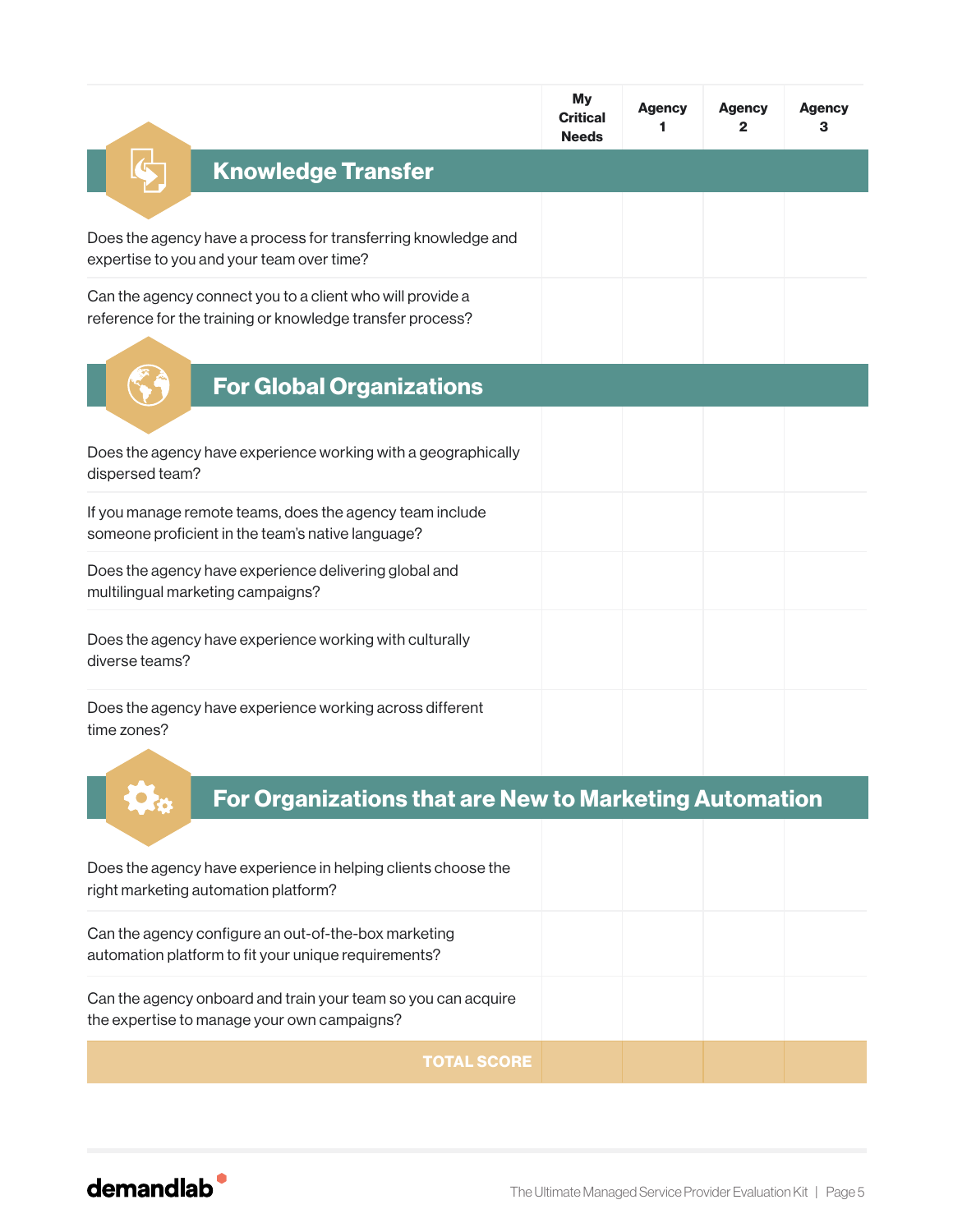| | My Critical Needs | Agency 1 | Agency 2 | Agency 3 |
|---|---|---|---|---|
| **Knowledge Transfer** | | | | |
| Does the agency have a process for transferring knowledge and expertise to you and your team over time? | | | | |
| Can the agency connect you to a client who will provide a reference for the training or knowledge transfer process? | | | | |
| **For Global Organizations** | | | | |
| Does the agency have experience working with a geographically dispersed team? | | | | |
| If you manage remote teams, does the agency team include someone proficient in the team's native language? | | | | |
| Does the agency have experience delivering global and multilingual marketing campaigns? | | | | |
| Does the agency have experience working with culturally diverse teams? | | | | |
| Does the agency have experience working across different time zones? | | | | |
| **For Organizations that are New to Marketing Automation** | | | | |
| Does the agency have experience in helping clients choose the right marketing automation platform? | | | | |
| Can the agency configure an out-of-the-box marketing automation platform to fit your unique requirements? | | | | |
| Can the agency onboard and train your team so you can acquire the expertise to manage your own campaigns? | | | | |
| **TOTAL SCORE** | | | | |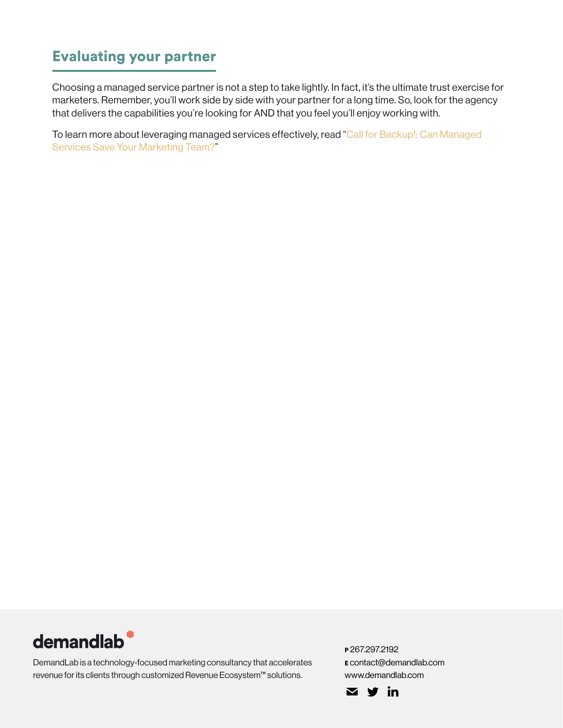## Evaluating your partner

Choosing a managed service partner is not a step to take lightly. In fact, it's the ultimate trust exercise for marketers. Remember, you'll work side by side with your partner for a long time. So, look for the agency that delivers the capabilities you're looking for AND that you feel you'll enjoy working with.

To learn more about leveraging managed services effectively, read "Call for Backup!: Can Managed Services Save Your Marketing Team?"

demandlab

DemandLab is a technology-focused marketing consultancy that accelerates revenue for its clients through customized Revenue Ecosystem™ solutions.

**P** 267.297.2192
**E** contact@demandlab.com
www.demandlab.com